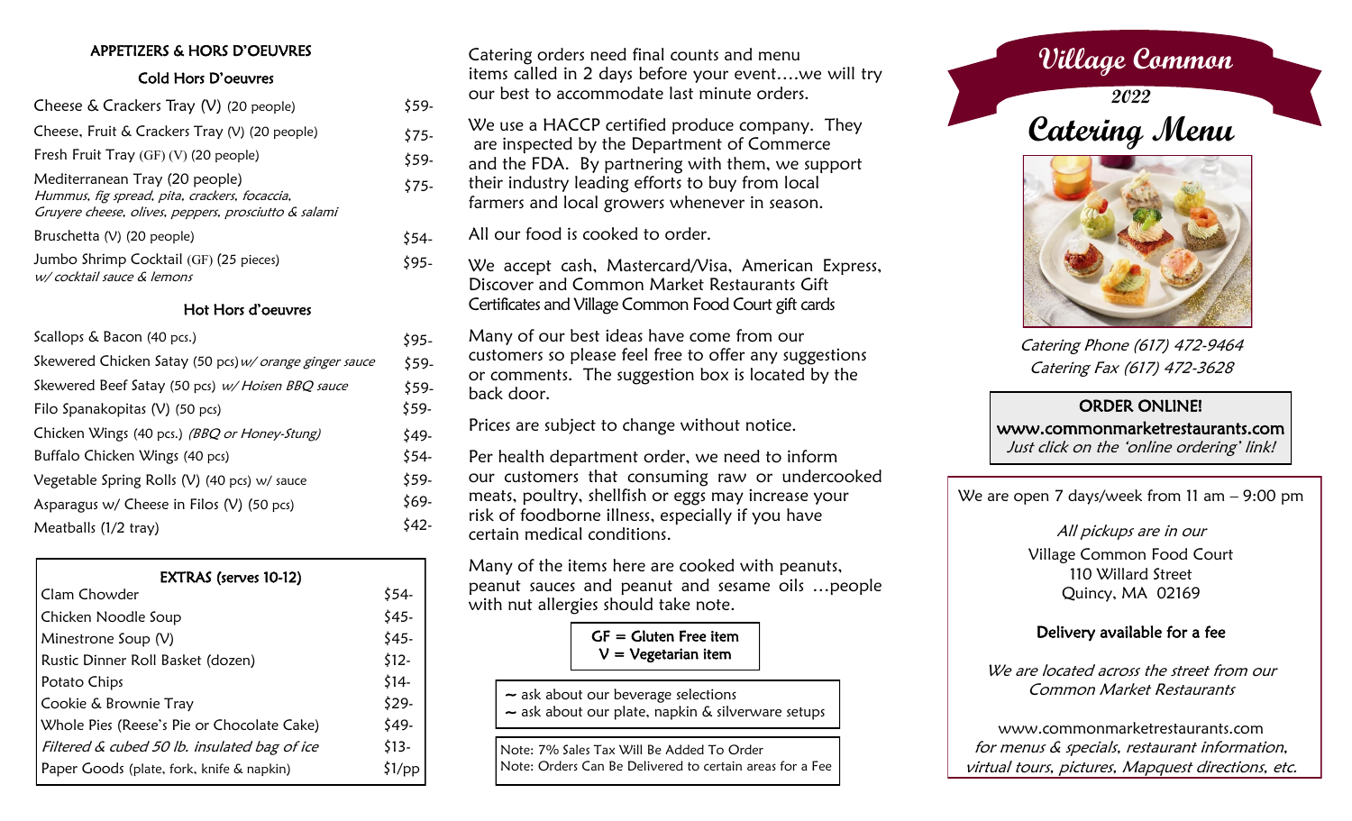## APPETIZERS & HORS D'OEUVRES

### Cold Hors D'oeuvres

| Item | Price |
|---|---|
| Cheese & Crackers Tray (V) (20 people) | $59- |
| Cheese, Fruit & Crackers Tray (V) (20 people) | $75- |
| Fresh Fruit Tray (GF) (V) (20 people) | $59- |
| Mediterranean Tray (20 people) *Hummus, fig spread, pita, crackers, focaccia, Gruyere cheese, olives, peppers, prosciutto & salami* | $75- |
| Bruschetta (V) (20 people) | $54- |
| Jumbo Shrimp Cocktail (GF) (25 pieces) *w/ cocktail sauce & lemons* | $95- |

### Hot Hors d'oeuvres

| Item | Price |
|---|---|
| Scallops & Bacon (40 pcs.) | $95- |
| Skewered Chicken Satay (50 pcs) *w/ orange ginger sauce* | $59- |
| Skewered Beef Satay (50 pcs) *w/ Hoisen BBQ sauce* | $59- |
| Filo Spanakopitas (V) (50 pcs) | $59- |
| Chicken Wings (40 pcs.) *(BBQ or Honey-Stung)* | $49- |
| Buffalo Chicken Wings (40 pcs) | $54- |
| Vegetable Spring Rolls (V) (40 pcs) w/ sauce | $59- |
| Asparagus w/ Cheese in Filos (V) (50 pcs) | $69- |
| Meatballs (1/2 tray) | $42- |

### EXTRAS (serves 10-12)

| Item | Price |
|---|---|
| Clam Chowder | $54- |
| Chicken Noodle Soup | $45- |
| Minestrone Soup (V) | $45- |
| Rustic Dinner Roll Basket (dozen) | $12- |
| Potato Chips | $14- |
| Cookie & Brownie Tray | $29- |
| Whole Pies (Reese's Pie or Chocolate Cake) | $49- |
| *Filtered & cubed 50 lb. insulated bag of ice* | $13- |
| Paper Goods (plate, fork, knife & napkin) | $1/pp |

Catering orders need final counts and menu items called in 2 days before your event….we will try our best to accommodate last minute orders.

We use a HACCP certified produce company. They are inspected by the Department of Commerce and the FDA. By partnering with them, we support their industry leading efforts to buy from local farmers and local growers whenever in season.

All our food is cooked to order.

We accept cash, Mastercard/Visa, American Express, Discover and Common Market Restaurants Gift Certificates and Village Common Food Court gift cards

Many of our best ideas have come from our customers so please feel free to offer any suggestions or comments. The suggestion box is located by the back door.

Prices are subject to change without notice.

Per health department order, we need to inform our customers that consuming raw or undercooked meats, poultry, shellfish or eggs may increase your risk of foodborne illness, especially if you have certain medical conditions.

Many of the items here are cooked with peanuts, peanut sauces and peanut and sesame oils …people with nut allergies should take note.

**GF = Gluten Free item**
**V = Vegetarian item**

~ ask about our beverage selections
~ ask about our plate, napkin & silverware setups

Note: 7% Sales Tax Will Be Added To Order
Note: Orders Can Be Delivered to certain areas for a Fee

# Village Common

## 2022

# Catering Menu

*Catering Phone (617) 472-9464*
*Catering Fax (617) 472-3628*

**ORDER ONLINE!**
**www.commonmarketrestaurants.com**
*Just click on the 'online ordering' link!*

We are open 7 days/week from 11 am – 9:00 pm

*All pickups are in our*
Village Common Food Court
110 Willard Street
Quincy, MA 02169

**Delivery available for a fee**

*We are located across the street from our Common Market Restaurants*

www.commonmarketrestaurants.com
*for menus & specials, restaurant information, virtual tours, pictures, Mapquest directions, etc.*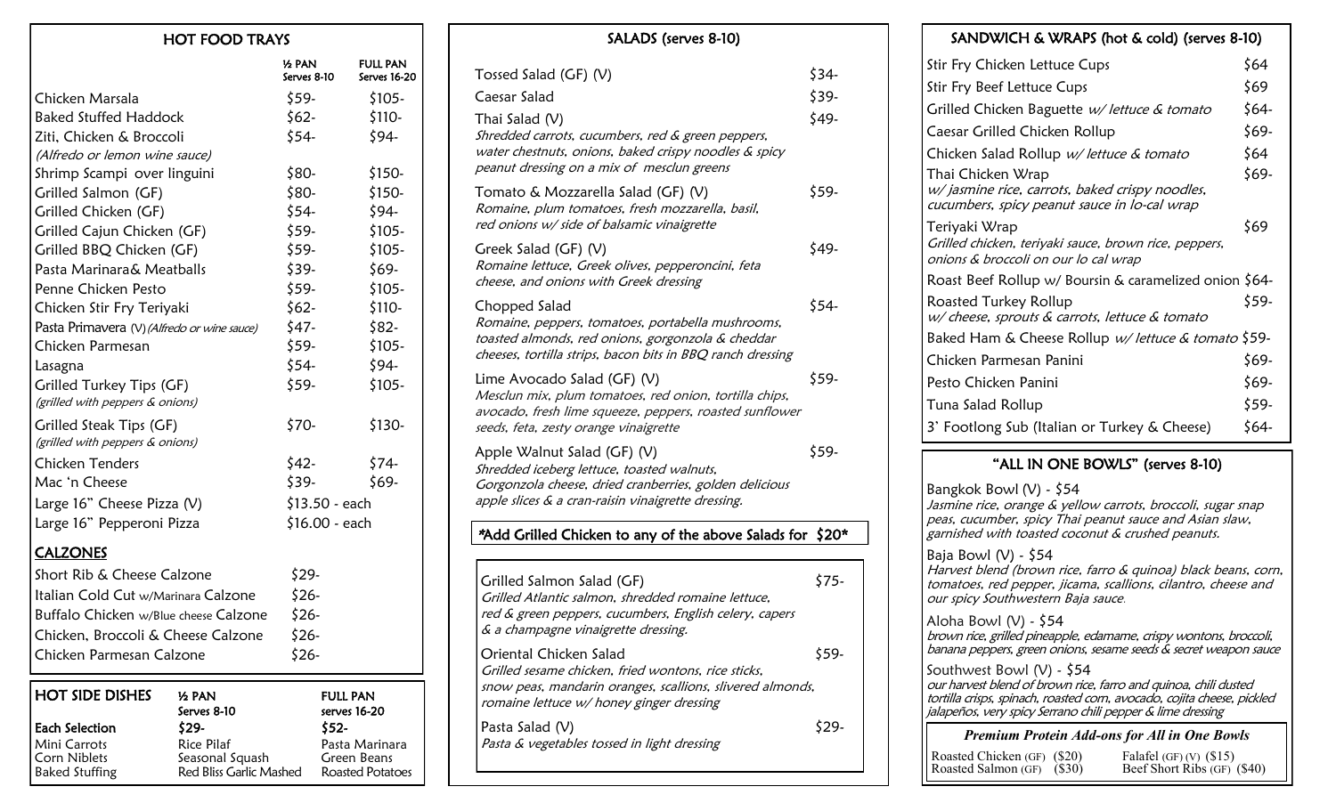## HOT FOOD TRAYS

| | ½ PAN Serves 8-10 | FULL PAN Serves 16-20 |
|---|---|---|
| Chicken Marsala | $59- | $105- |
| Baked Stuffed Haddock | $62- | $110- |
| Ziti, Chicken & Broccoli *(Alfredo or lemon wine sauce)* | $54- | $94- |
| Shrimp Scampi over linguini | $80- | $150- |
| Grilled Salmon (GF) | $80- | $150- |
| Grilled Chicken (GF) | $54- | $94- |
| Grilled Cajun Chicken (GF) | $59- | $105- |
| Grilled BBQ Chicken (GF) | $59- | $105- |
| Pasta Marinara& Meatballs | $39- | $69- |
| Penne Chicken Pesto | $59- | $105- |
| Chicken Stir Fry Teriyaki | $62- | $110- |
| Pasta Primavera (V) *(Alfredo or wine sauce)* | $47- | $82- |
| Chicken Parmesan | $59- | $105- |
| Lasagna | $54- | $94- |
| Grilled Turkey Tips (GF) *(grilled with peppers & onions)* | $59- | $105- |
| Grilled Steak Tips (GF) *(grilled with peppers & onions)* | $70- | $130- |
| Chicken Tenders | $42- | $74- |
| Mac 'n Cheese | $39- | $69- |
| Large 16" Cheese Pizza (V) | $13.50 - each | |
| Large 16" Pepperoni Pizza | $16.00 - each | |

### CALZONES

| | |
|---|---|
| Short Rib & Cheese Calzone | $29- |
| Italian Cold Cut w/Marinara Calzone | $26- |
| Buffalo Chicken w/Blue cheese Calzone | $26- |
| Chicken, Broccoli & Cheese Calzone | $26- |
| Chicken Parmesan Calzone | $26- |

## HOT SIDE DISHES

| | ½ PAN Serves 8-10 | FULL PAN serves 16-20 |
|---|---|---|
| **Each Selection** | **$29-** | **$52-** |
| Mini Carrots | Rice Pilaf | Pasta Marinara |
| Corn Niblets | Seasonal Squash | Green Beans |
| Baked Stuffing | Red Bliss Garlic Mashed | Roasted Potatoes |

## SALADS (serves 8-10)

| | |
|---|---|
| Tossed Salad (GF) (V) | $34- |
| Caesar Salad | $39- |
| Thai Salad (V) *Shredded carrots, cucumbers, red & green peppers, water chestnuts, onions, baked crispy noodles & spicy peanut dressing on a mix of mesclun greens* | $49- |
| Tomato & Mozzarella Salad (GF) (V) *Romaine, plum tomatoes, fresh mozzarella, basil, red onions w/ side of balsamic vinaigrette* | $59- |
| Greek Salad (GF) (V) *Romaine lettuce, Greek olives, pepperoncini, feta cheese, and onions with Greek dressing* | $49- |
| Chopped Salad *Romaine, peppers, tomatoes, portabella mushrooms, toasted almonds, red onions, gorgonzola & cheddar cheeses, tortilla strips, bacon bits in BBQ ranch dressing* | $54- |
| Lime Avocado Salad (GF) (V) *Mesclun mix, plum tomatoes, red onion, tortilla chips, avocado, fresh lime squeeze, peppers, roasted sunflower seeds, feta, zesty orange vinaigrette* | $59- |
| Apple Walnut Salad (GF) (V) *Shredded iceberg lettuce, toasted walnuts, Gorgonzola cheese, dried cranberries, golden delicious apple slices & a cran-raisin vinaigrette dressing.* | $59- |

**\*Add Grilled Chicken to any of the above Salads for $20\***

| | |
|---|---|
| Grilled Salmon Salad (GF) *Grilled Atlantic salmon, shredded romaine lettuce, red & green peppers, cucumbers, English celery, capers & a champagne vinaigrette dressing.* | $75- |
| Oriental Chicken Salad *Grilled sesame chicken, fried wontons, rice sticks, snow peas, mandarin oranges, scallions, slivered almonds, romaine lettuce w/ honey ginger dressing* | $59- |
| Pasta Salad (V) *Pasta & vegetables tossed in light dressing* | $29- |

## SANDWICH & WRAPS (hot & cold) (serves 8-10)

| | |
|---|---|
| Stir Fry Chicken Lettuce Cups | $64 |
| Stir Fry Beef Lettuce Cups | $69 |
| Grilled Chicken Baguette *w/ lettuce & tomato* | $64- |
| Caesar Grilled Chicken Rollup | $69- |
| Chicken Salad Rollup *w/ lettuce & tomato* | $64 |
| Thai Chicken Wrap *w/ jasmine rice, carrots, baked crispy noodles, cucumbers, spicy peanut sauce in lo-cal wrap* | $69- |
| Teriyaki Wrap *Grilled chicken, teriyaki sauce, brown rice, peppers, onions & broccoli on our lo cal wrap* | $69 |
| Roast Beef Rollup w/ Boursin & caramelized onion | $64- |
| Roasted Turkey Rollup *w/ cheese, sprouts & carrots, lettuce & tomato* | $59- |
| Baked Ham & Cheese Rollup *w/ lettuce & tomato* | $59- |
| Chicken Parmesan Panini | $69- |
| Pesto Chicken Panini | $69- |
| Tuna Salad Rollup | $59- |
| 3' Footlong Sub (Italian or Turkey & Cheese) | $64- |

## "ALL IN ONE BOWLS" (serves 8-10)

Bangkok Bowl (V) - $54
*Jasmine rice, orange & yellow carrots, broccoli, sugar snap peas, cucumber, spicy Thai peanut sauce and Asian slaw, garnished with toasted coconut & crushed peanuts.*

Baja Bowl (V) - $54
*Harvest blend (brown rice, farro & quinoa) black beans, corn, tomatoes, red pepper, jicama, scallions, cilantro, cheese and our spicy Southwestern Baja sauce.*

Aloha Bowl (V) - $54
*brown rice, grilled pineapple, edamame, crispy wontons, broccoli, banana peppers, green onions, sesame seeds & secret weapon sauce*

Southwest Bowl (V) - $54
*our harvest blend of brown rice, farro and quinoa, chili dusted tortilla crisps, spinach, roasted corn, avocado, cojita cheese, pickled jalapeños, very spicy Serrano chili pepper & lime dressing*

### Premium Protein Add-ons for All in One Bowls

| | |
|---|---|
| Roasted Chicken (GF) ($20) | Falafel (GF) (V) ($15) |
| Roasted Salmon (GF) ($30) | Beef Short Ribs (GF) ($40) |